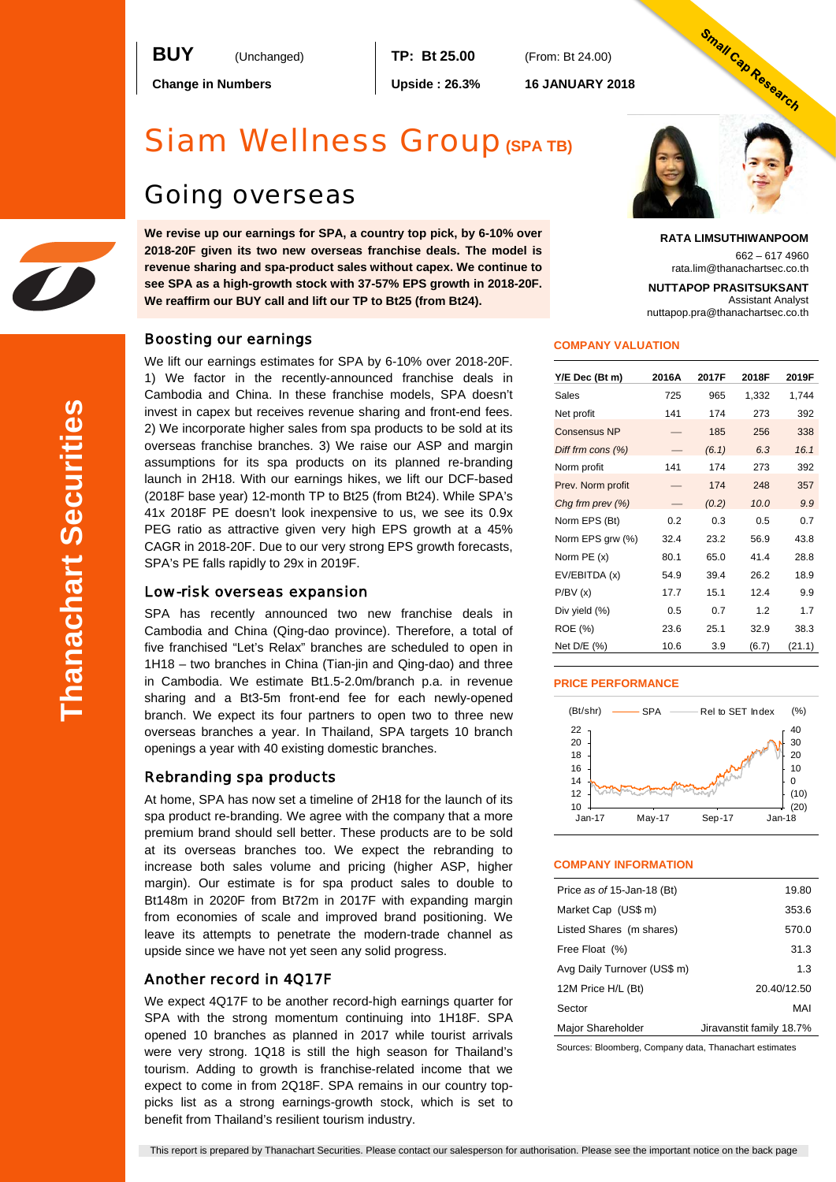**BUY** (Unchanged) | **TP: Bt 25.00** (From: Bt 24.00)

**Change in Numbers** | **Upside : 26.3%** | **16 JANUARY 2018**

Small Cap Research

# Siam Wellness Group (SPA TB)

## Going overseas

**We revise up our earnings for SPA, a country top pick, by 6-10% over 2018-20F given its two new overseas franchise deals. The model is revenue sharing and spa-product sales without capex. We continue to see SPA as a high-growth stock with 37-57% EPS growth in 2018-20F. We reaffirm our BUY call and lift our TP to Bt25 (from Bt24).**

**RATA LIMSUTHIWANPOOM**
662 – 617 4960
rata.lim@thanachartsec.co.th

**NUTTAPOP PRASITSUKSANT**
Assistant Analyst
nuttapop.pra@thanachartsec.co.th

### Boosting our earnings

We lift our earnings estimates for SPA by 6-10% over 2018-20F. 1) We factor in the recently-announced franchise deals in Cambodia and China. In these franchise models, SPA doesn't invest in capex but receives revenue sharing and front-end fees. 2) We incorporate higher sales from spa products to be sold at its overseas franchise branches. 3) We raise our ASP and margin assumptions for its spa products on its planned re-branding launch in 2H18. With our earnings hikes, we lift our DCF-based (2018F base year) 12-month TP to Bt25 (from Bt24). While SPA's 41x 2018F PE doesn't look inexpensive to us, we see its 0.9x PEG ratio as attractive given very high EPS growth at a 45% CAGR in 2018-20F. Due to our very strong EPS growth forecasts, SPA's PE falls rapidly to 29x in 2019F.

### Low-risk overseas expansion

SPA has recently announced two new franchise deals in Cambodia and China (Qing-dao province). Therefore, a total of five franchised "Let's Relax" branches are scheduled to open in 1H18 – two branches in China (Tian-jin and Qing-dao) and three in Cambodia. We estimate Bt1.5-2.0m/branch p.a. in revenue sharing and a Bt3-5m front-end fee for each newly-opened branch. We expect its four partners to open two to three new overseas branches a year. In Thailand, SPA targets 10 branch openings a year with 40 existing domestic branches.

### Rebranding spa products

At home, SPA has now set a timeline of 2H18 for the launch of its spa product re-branding. We agree with the company that a more premium brand should sell better. These products are to be sold at its overseas branches too. We expect the rebranding to increase both sales volume and pricing (higher ASP, higher margin). Our estimate is for spa product sales to double to Bt148m in 2020F from Bt72m in 2017F with expanding margin from economies of scale and improved brand positioning. We leave its attempts to penetrate the modern-trade channel as upside since we have not yet seen any solid progress.

### Another record in 4Q17F

We expect 4Q17F to be another record-high earnings quarter for SPA with the strong momentum continuing into 1H18F. SPA opened 10 branches as planned in 2017 while tourist arrivals were very strong. 1Q18 is still the high season for Thailand's tourism. Adding to growth is franchise-related income that we expect to come in from 2Q18F. SPA remains in our country top-picks list as a strong earnings-growth stock, which is set to benefit from Thailand's resilient tourism industry.

### COMPANY VALUATION

| Y/E Dec (Bt m) | 2016A | 2017F | 2018F | 2019F |
|---|---|---|---|---|
| Sales | 725 | 965 | 1,332 | 1,744 |
| Net profit | 141 | 174 | 273 | 392 |
| Consensus NP | — | 185 | 256 | 338 |
| *Diff frm cons (%)* | — | *(6.1)* | *6.3* | *16.1* |
| Norm profit | 141 | 174 | 273 | 392 |
| Prev. Norm profit | — | 174 | 248 | 357 |
| *Chg frm prev (%)* | — | *(0.2)* | *10.0* | *9.9* |
| Norm EPS (Bt) | 0.2 | 0.3 | 0.5 | 0.7 |
| Norm EPS grw (%) | 32.4 | 23.2 | 56.9 | 43.8 |
| Norm PE (x) | 80.1 | 65.0 | 41.4 | 28.8 |
| EV/EBITDA (x) | 54.9 | 39.4 | 26.2 | 18.9 |
| P/BV (x) | 17.7 | 15.1 | 12.4 | 9.9 |
| Div yield (%) | 0.5 | 0.7 | 1.2 | 1.7 |
| ROE (%) | 23.6 | 25.1 | 32.9 | 38.3 |
| Net D/E (%) | 10.6 | 3.9 | (6.7) | (21.1) |

### PRICE PERFORMANCE

(Bt/shr) —— SPA —— Rel to SET Index (%)

### COMPANY INFORMATION

| | |
|---|---|
| Price *as of* 15-Jan-18 (Bt) | 19.80 |
| Market Cap (US$ m) | 353.6 |
| Listed Shares (m shares) | 570.0 |
| Free Float (%) | 31.3 |
| Avg Daily Turnover (US$ m) | 1.3 |
| 12M Price H/L (Bt) | 20.40/12.50 |
| Sector | MAI |
| Major Shareholder | Jiravanstit family 18.7% |

Sources: Bloomberg, Company data, Thanachart estimates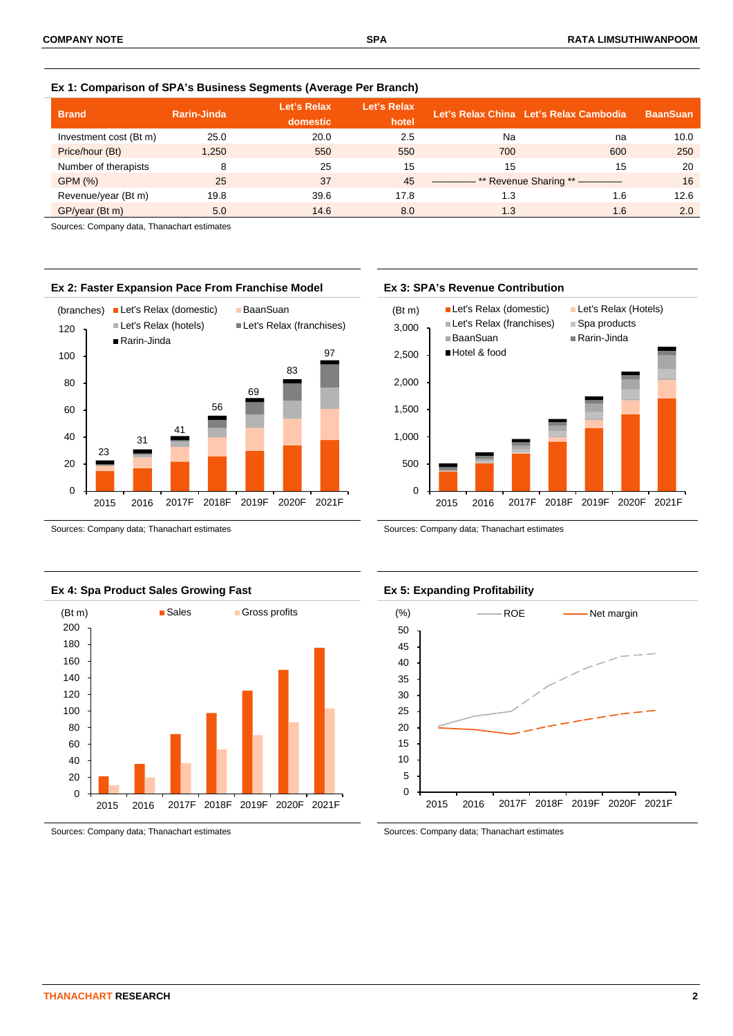### Ex 1: Comparison of SPA's Business Segments (Average Per Branch)

| Brand | Rarin-Jinda | Let's Relax domestic | Let's Relax hotel | Let's Relax China | Let's Relax Cambodia | BaanSuan |
|---|---|---|---|---|---|---|
| Investment cost (Bt m) | 25.0 | 20.0 | 2.5 | Na | na | 10.0 |
| Price/hour (Bt) | 1,250 | 550 | 550 | 700 | 600 | 250 |
| Number of therapists | 8 | 25 | 15 | 15 | 15 | 20 |
| GPM (%) | 25 | 37 | 45 | ** Revenue Sharing ** | | 16 |
| Revenue/year (Bt m) | 19.8 | 39.6 | 17.8 | 1.3 | 1.6 | 12.6 |
| GP/year (Bt m) | 5.0 | 14.6 | 8.0 | 1.3 | 1.6 | 2.0 |

Sources: Company data, Thanachart estimates

### Ex 2: Faster Expansion Pace From Franchise Model

(branches) Let's Relax (domestic), BaanSuan, Let's Relax (hotels), Let's Relax (franchises), Rarin-Jinda

| | 2015 | 2016 | 2017F | 2018F | 2019F | 2020F | 2021F |
|---|---|---|---|---|---|---|---|
| Total branches | 23 | 31 | 41 | 56 | 69 | 83 | 97 |

Sources: Company data; Thanachart estimates

### Ex 3: SPA's Revenue Contribution

(Bt m) Let's Relax (domestic), Let's Relax (Hotels), Let's Relax (franchises), Spa products, BaanSuan, Rarin-Jinda, Hotel & food

Sources: Company data; Thanachart estimates

### Ex 4: Spa Product Sales Growing Fast

(Bt m) Sales, Gross profits

Sources: Company data; Thanachart estimates

### Ex 5: Expanding Profitability

(%) ROE, Net margin

Sources: Company data; Thanachart estimates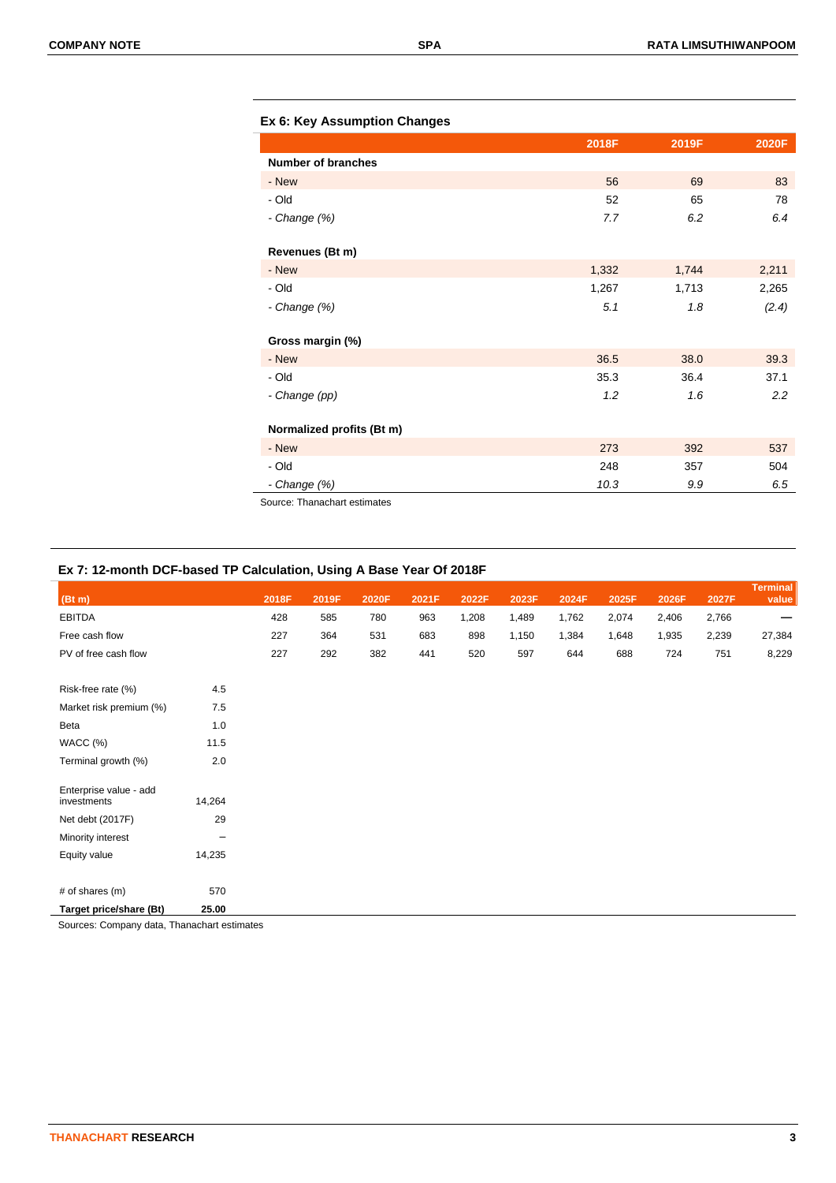### Ex 6: Key Assumption Changes

| | 2018F | 2019F | 2020F |
|---|---|---|---|
| **Number of branches** | | | |
| - New | 56 | 69 | 83 |
| - Old | 52 | 65 | 78 |
| *- Change (%)* | *7.7* | *6.2* | *6.4* |
| | | | |
| **Revenues (Bt m)** | | | |
| - New | 1,332 | 1,744 | 2,211 |
| - Old | 1,267 | 1,713 | 2,265 |
| *- Change (%)* | *5.1* | *1.8* | *(2.4)* |
| | | | |
| **Gross margin (%)** | | | |
| - New | 36.5 | 38.0 | 39.3 |
| - Old | 35.3 | 36.4 | 37.1 |
| *- Change (pp)* | *1.2* | *1.6* | *2.2* |
| | | | |
| **Normalized profits (Bt m)** | | | |
| - New | 273 | 392 | 537 |
| - Old | 248 | 357 | 504 |
| *- Change (%)* | *10.3* | *9.9* | *6.5* |

Source: Thanachart estimates

### Ex 7: 12-month DCF-based TP Calculation, Using A Base Year Of 2018F

| (Bt m) | | 2018F | 2019F | 2020F | 2021F | 2022F | 2023F | 2024F | 2025F | 2026F | 2027F | Terminal value |
|---|---|---|---|---|---|---|---|---|---|---|---|---|
| EBITDA | | 428 | 585 | 780 | 963 | 1,208 | 1,489 | 1,762 | 2,074 | 2,406 | 2,766 | — |
| Free cash flow | | 227 | 364 | 531 | 683 | 898 | 1,150 | 1,384 | 1,648 | 1,935 | 2,239 | 27,384 |
| PV of free cash flow | | 227 | 292 | 382 | 441 | 520 | 597 | 644 | 688 | 724 | 751 | 8,229 |
| | | | | | | | | | | | | |
| Risk-free rate (%) | 4.5 | | | | | | | | | | | |
| Market risk premium (%) | 7.5 | | | | | | | | | | | |
| Beta | 1.0 | | | | | | | | | | | |
| WACC (%) | 11.5 | | | | | | | | | | | |
| Terminal growth (%) | 2.0 | | | | | | | | | | | |
| | | | | | | | | | | | | |
| Enterprise value - add investments | 14,264 | | | | | | | | | | | |
| Net debt (2017F) | 29 | | | | | | | | | | | |
| Minority interest | – | | | | | | | | | | | |
| Equity value | 14,235 | | | | | | | | | | | |
| | | | | | | | | | | | | |
| # of shares (m) | 570 | | | | | | | | | | | |
| **Target price/share (Bt)** | **25.00** | | | | | | | | | | | |

Sources: Company data, Thanachart estimates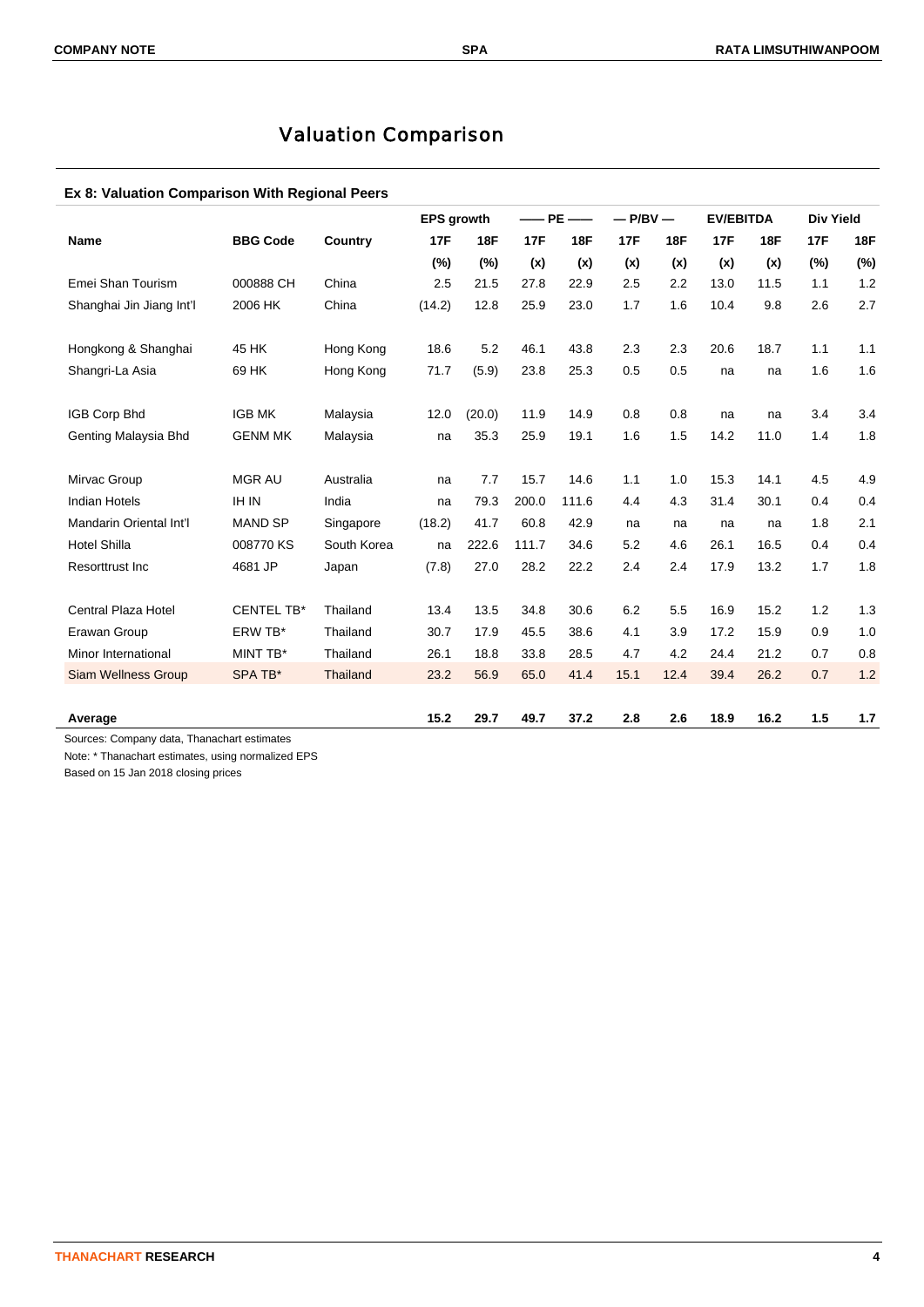# Valuation Comparison

### Ex 8: Valuation Comparison With Regional Peers

| Name | BBG Code | Country | EPS growth | | —— PE —— | | — P/BV — | | EV/EBITDA | | Div Yield | |
|---|---|---|---|---|---|---|---|---|---|---|---|---|
| | | | 17F | 18F | 17F | 18F | 17F | 18F | 17F | 18F | 17F | 18F |
| | | | (%) | (%) | (x) | (x) | (x) | (x) | (x) | (x) | (%) | (%) |
| Emei Shan Tourism | 000888 CH | China | 2.5 | 21.5 | 27.8 | 22.9 | 2.5 | 2.2 | 13.0 | 11.5 | 1.1 | 1.2 |
| Shanghai Jin Jiang Int'l | 2006 HK | China | (14.2) | 12.8 | 25.9 | 23.0 | 1.7 | 1.6 | 10.4 | 9.8 | 2.6 | 2.7 |
| Hongkong & Shanghai | 45 HK | Hong Kong | 18.6 | 5.2 | 46.1 | 43.8 | 2.3 | 2.3 | 20.6 | 18.7 | 1.1 | 1.1 |
| Shangri-La Asia | 69 HK | Hong Kong | 71.7 | (5.9) | 23.8 | 25.3 | 0.5 | 0.5 | na | na | 1.6 | 1.6 |
| IGB Corp Bhd | IGB MK | Malaysia | 12.0 | (20.0) | 11.9 | 14.9 | 0.8 | 0.8 | na | na | 3.4 | 3.4 |
| Genting Malaysia Bhd | GENM MK | Malaysia | na | 35.3 | 25.9 | 19.1 | 1.6 | 1.5 | 14.2 | 11.0 | 1.4 | 1.8 |
| Mirvac Group | MGR AU | Australia | na | 7.7 | 15.7 | 14.6 | 1.1 | 1.0 | 15.3 | 14.1 | 4.5 | 4.9 |
| Indian Hotels | IH IN | India | na | 79.3 | 200.0 | 111.6 | 4.4 | 4.3 | 31.4 | 30.1 | 0.4 | 0.4 |
| Mandarin Oriental Int'l | MAND SP | Singapore | (18.2) | 41.7 | 60.8 | 42.9 | na | na | na | na | 1.8 | 2.1 |
| Hotel Shilla | 008770 KS | South Korea | na | 222.6 | 111.7 | 34.6 | 5.2 | 4.6 | 26.1 | 16.5 | 0.4 | 0.4 |
| Resorttrust Inc | 4681 JP | Japan | (7.8) | 27.0 | 28.2 | 22.2 | 2.4 | 2.4 | 17.9 | 13.2 | 1.7 | 1.8 |
| Central Plaza Hotel | CENTEL TB* | Thailand | 13.4 | 13.5 | 34.8 | 30.6 | 6.2 | 5.5 | 16.9 | 15.2 | 1.2 | 1.3 |
| Erawan Group | ERW TB* | Thailand | 30.7 | 17.9 | 45.5 | 38.6 | 4.1 | 3.9 | 17.2 | 15.9 | 0.9 | 1.0 |
| Minor International | MINT TB* | Thailand | 26.1 | 18.8 | 33.8 | 28.5 | 4.7 | 4.2 | 24.4 | 21.2 | 0.7 | 0.8 |
| Siam Wellness Group | SPA TB* | Thailand | 23.2 | 56.9 | 65.0 | 41.4 | 15.1 | 12.4 | 39.4 | 26.2 | 0.7 | 1.2 |
| **Average** | | | **15.2** | **29.7** | **49.7** | **37.2** | **2.8** | **2.6** | **18.9** | **16.2** | **1.5** | **1.7** |

Sources: Company data, Thanachart estimates

Note: * Thanachart estimates, using normalized EPS

Based on 15 Jan 2018 closing prices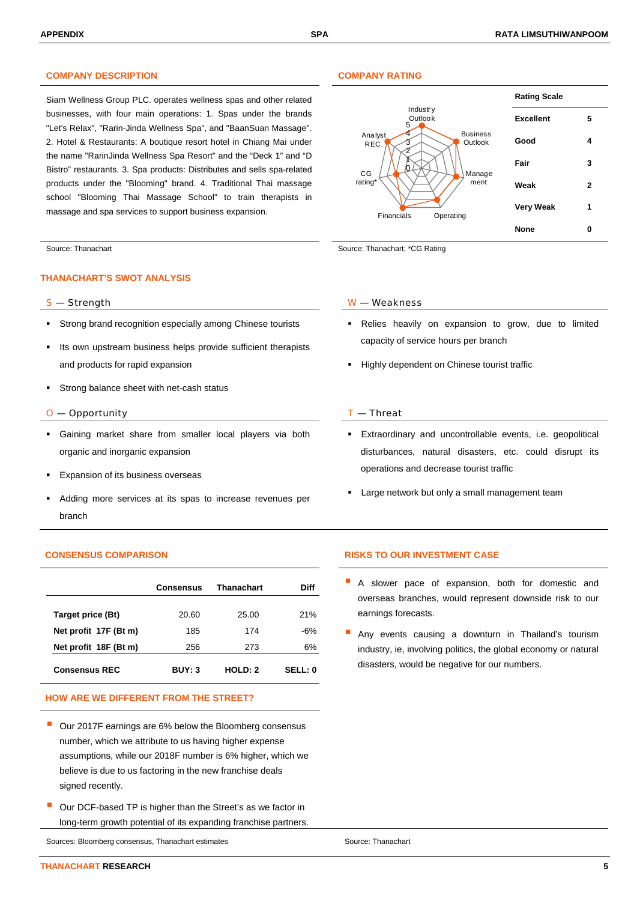## COMPANY DESCRIPTION

Siam Wellness Group PLC. operates wellness spas and other related businesses, with four main operations: 1. Spas under the brands "Let's Relax", "Rarin-Jinda Wellness Spa", and "BaanSuan Massage". 2. Hotel & Restaurants: A boutique resort hotel in Chiang Mai under the name "RarinJinda Wellness Spa Resort" and the "Deck 1" and "D Bistro" restaurants. 3. Spa products: Distributes and sells spa-related products under the "Blooming" brand. 4. Traditional Thai massage school "Blooming Thai Massage School" to train therapists in massage and spa services to support business expansion.

Source: Thanachart

## COMPANY RATING

Industry Outlook, Business Outlook, Management, Operating, Financials, CG rating*, Analyst REC.

| Rating Scale | |
|---|---|
| Excellent | 5 |
| Good | 4 |
| Fair | 3 |
| Weak | 2 |
| Very Weak | 1 |
| None | 0 |

Source: Thanachart; *CG Rating

## THANACHART'S SWOT ANALYSIS

### S — Strength

- Strong brand recognition especially among Chinese tourists
- Its own upstream business helps provide sufficient therapists and products for rapid expansion
- Strong balance sheet with net-cash status

### W — Weakness

- Relies heavily on expansion to grow, due to limited capacity of service hours per branch
- Highly dependent on Chinese tourist traffic

### O — Opportunity

- Gaining market share from smaller local players via both organic and inorganic expansion
- Expansion of its business overseas
- Adding more services at its spas to increase revenues per branch

### T — Threat

- Extraordinary and uncontrollable events, i.e. geopolitical disturbances, natural disasters, etc. could disrupt its operations and decrease tourist traffic
- Large network but only a small management team

## CONSENSUS COMPARISON

| | Consensus | Thanachart | Diff |
|---|---|---|---|
| **Target price (Bt)** | 20.60 | 25.00 | 21% |
| **Net profit 17F (Bt m)** | 185 | 174 | -6% |
| **Net profit 18F (Bt m)** | 256 | 273 | 6% |
| **Consensus REC** | **BUY: 3** | **HOLD: 2** | **SELL: 0** |

## HOW ARE WE DIFFERENT FROM THE STREET?

- Our 2017F earnings are 6% below the Bloomberg consensus number, which we attribute to us having higher expense assumptions, while our 2018F number is 6% higher, which we believe is due to us factoring in the new franchise deals signed recently.
- Our DCF-based TP is higher than the Street's as we factor in long-term growth potential of its expanding franchise partners.

Sources: Bloomberg consensus, Thanachart estimates

## RISKS TO OUR INVESTMENT CASE

- A slower pace of expansion, both for domestic and overseas branches, would represent downside risk to our earnings forecasts.
- Any events causing a downturn in Thailand's tourism industry, ie, involving politics, the global economy or natural disasters, would be negative for our numbers.

Source: Thanachart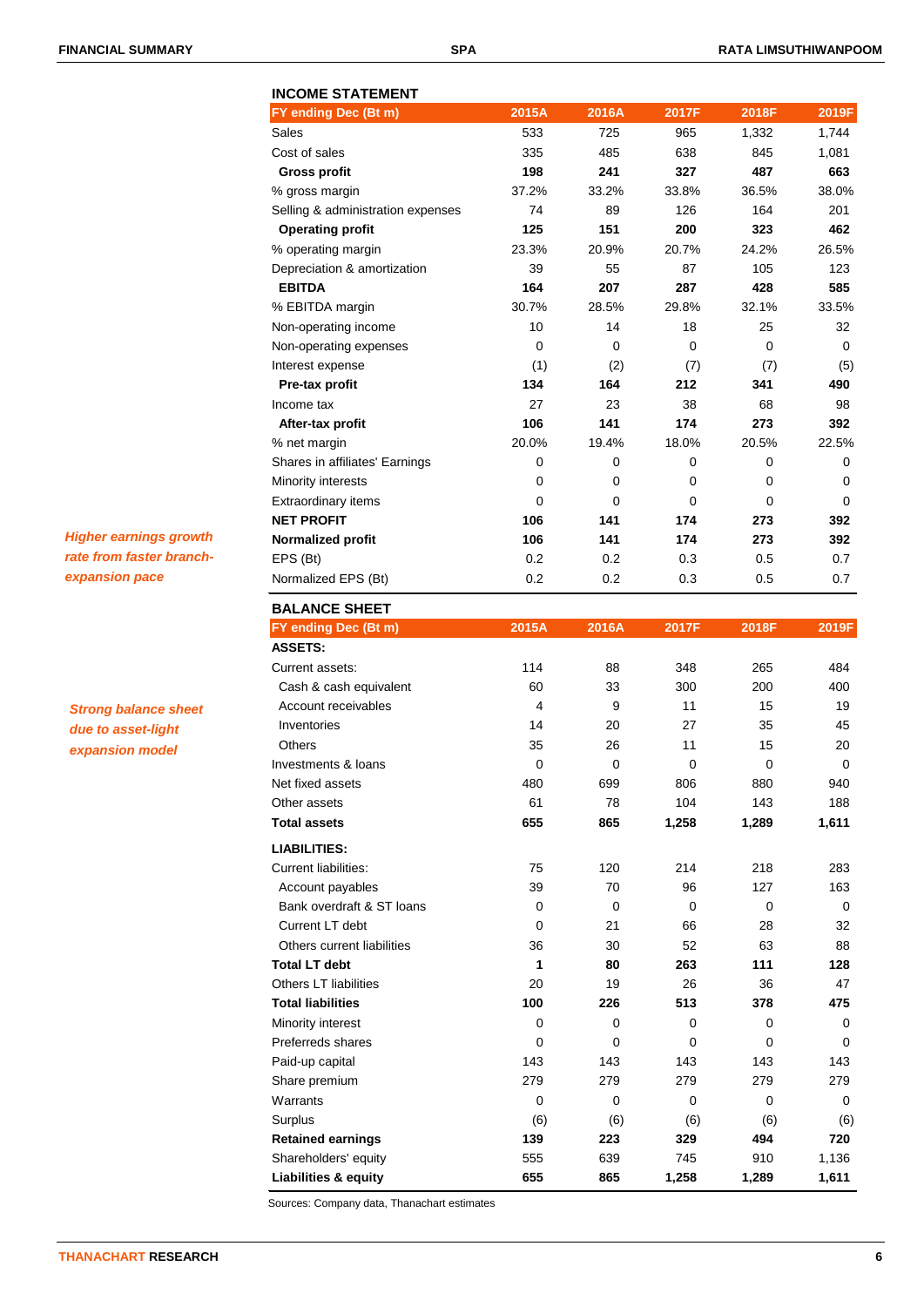## INCOME STATEMENT

| FY ending Dec (Bt m) | 2015A | 2016A | 2017F | 2018F | 2019F |
|---|---|---|---|---|---|
| Sales | 533 | 725 | 965 | 1,332 | 1,744 |
| Cost of sales | 335 | 485 | 638 | 845 | 1,081 |
| **Gross profit** | **198** | **241** | **327** | **487** | **663** |
| % gross margin | 37.2% | 33.2% | 33.8% | 36.5% | 38.0% |
| Selling & administration expenses | 74 | 89 | 126 | 164 | 201 |
| **Operating profit** | **125** | **151** | **200** | **323** | **462** |
| % operating margin | 23.3% | 20.9% | 20.7% | 24.2% | 26.5% |
| Depreciation & amortization | 39 | 55 | 87 | 105 | 123 |
| **EBITDA** | **164** | **207** | **287** | **428** | **585** |
| % EBITDA margin | 30.7% | 28.5% | 29.8% | 32.1% | 33.5% |
| Non-operating income | 10 | 14 | 18 | 25 | 32 |
| Non-operating expenses | 0 | 0 | 0 | 0 | 0 |
| Interest expense | (1) | (2) | (7) | (7) | (5) |
| **Pre-tax profit** | **134** | **164** | **212** | **341** | **490** |
| Income tax | 27 | 23 | 38 | 68 | 98 |
| **After-tax profit** | **106** | **141** | **174** | **273** | **392** |
| % net margin | 20.0% | 19.4% | 18.0% | 20.5% | 22.5% |
| Shares in affiliates' Earnings | 0 | 0 | 0 | 0 | 0 |
| Minority interests | 0 | 0 | 0 | 0 | 0 |
| Extraordinary items | 0 | 0 | 0 | 0 | 0 |
| **NET PROFIT** | **106** | **141** | **174** | **273** | **392** |
| **Normalized profit** | **106** | **141** | **174** | **273** | **392** |
| EPS (Bt) | 0.2 | 0.2 | 0.3 | 0.5 | 0.7 |
| Normalized EPS (Bt) | 0.2 | 0.2 | 0.3 | 0.5 | 0.7 |

*Higher earnings growth rate from faster branch-expansion pace*

## BALANCE SHEET

| FY ending Dec (Bt m) | 2015A | 2016A | 2017F | 2018F | 2019F |
|---|---|---|---|---|---|
| **ASSETS:** | | | | | |
| Current assets: | 114 | 88 | 348 | 265 | 484 |
| Cash & cash equivalent | 60 | 33 | 300 | 200 | 400 |
| Account receivables | 4 | 9 | 11 | 15 | 19 |
| Inventories | 14 | 20 | 27 | 35 | 45 |
| Others | 35 | 26 | 11 | 15 | 20 |
| Investments & loans | 0 | 0 | 0 | 0 | 0 |
| Net fixed assets | 480 | 699 | 806 | 880 | 940 |
| Other assets | 61 | 78 | 104 | 143 | 188 |
| **Total assets** | **655** | **865** | **1,258** | **1,289** | **1,611** |
| **LIABILITIES:** | | | | | |
| Current liabilities: | 75 | 120 | 214 | 218 | 283 |
| Account payables | 39 | 70 | 96 | 127 | 163 |
| Bank overdraft & ST loans | 0 | 0 | 0 | 0 | 0 |
| Current LT debt | 0 | 21 | 66 | 28 | 32 |
| Others current liabilities | 36 | 30 | 52 | 63 | 88 |
| **Total LT debt** | **1** | **80** | **263** | **111** | **128** |
| Others LT liabilities | 20 | 19 | 26 | 36 | 47 |
| **Total liabilities** | **100** | **226** | **513** | **378** | **475** |
| Minority interest | 0 | 0 | 0 | 0 | 0 |
| Preferreds shares | 0 | 0 | 0 | 0 | 0 |
| Paid-up capital | 143 | 143 | 143 | 143 | 143 |
| Share premium | 279 | 279 | 279 | 279 | 279 |
| Warrants | 0 | 0 | 0 | 0 | 0 |
| Surplus | (6) | (6) | (6) | (6) | (6) |
| **Retained earnings** | **139** | **223** | **329** | **494** | **720** |
| Shareholders' equity | 555 | 639 | 745 | 910 | 1,136 |
| **Liabilities & equity** | **655** | **865** | **1,258** | **1,289** | **1,611** |

*Strong balance sheet due to asset-light expansion model*

Sources: Company data, Thanachart estimates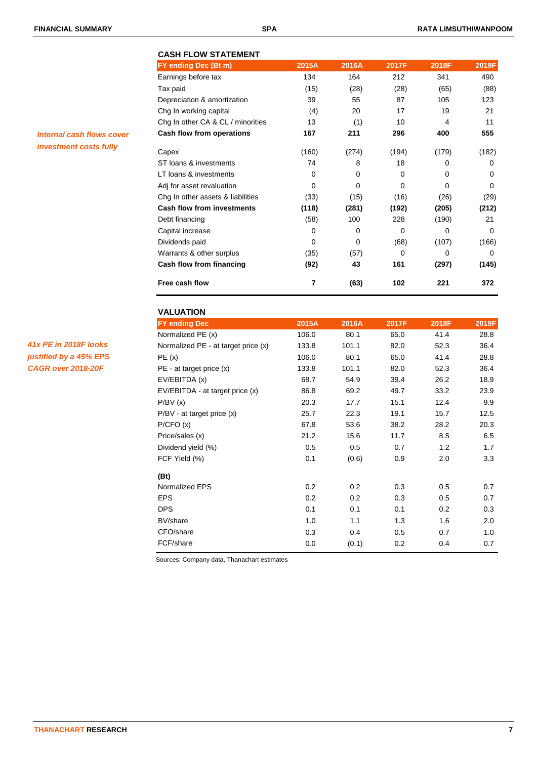## CASH FLOW STATEMENT

*Internal cash flows cover investment costs fully*

| FY ending Dec (Bt m) | 2015A | 2016A | 2017F | 2018F | 2019F |
|---|---|---|---|---|---|
| Earnings before tax | 134 | 164 | 212 | 341 | 490 |
| Tax paid | (15) | (28) | (28) | (65) | (88) |
| Depreciation & amortization | 39 | 55 | 87 | 105 | 123 |
| Chg In working capital | (4) | 20 | 17 | 19 | 21 |
| Chg In other CA & CL / minorities | 13 | (1) | 10 | 4 | 11 |
| **Cash flow from operations** | **167** | **211** | **296** | **400** | **555** |
| Capex | (160) | (274) | (194) | (179) | (182) |
| ST loans & investments | 74 | 8 | 18 | 0 | 0 |
| LT loans & investments | 0 | 0 | 0 | 0 | 0 |
| Adj for asset revaluation | 0 | 0 | 0 | 0 | 0 |
| Chg In other assets & liabilities | (33) | (15) | (16) | (26) | (29) |
| **Cash flow from investments** | **(118)** | **(281)** | **(192)** | **(205)** | **(212)** |
| Debt financing | (58) | 100 | 228 | (190) | 21 |
| Capital increase | 0 | 0 | 0 | 0 | 0 |
| Dividends paid | 0 | 0 | (68) | (107) | (166) |
| Warrants & other surplus | (35) | (57) | 0 | 0 | 0 |
| **Cash flow from financing** | **(92)** | **43** | **161** | **(297)** | **(145)** |
| **Free cash flow** | **7** | **(63)** | **102** | **221** | **372** |

## VALUATION

*41x PE in 2018F looks justified by a 45% EPS CAGR over 2018-20F*

| FY ending Dec | 2015A | 2016A | 2017F | 2018F | 2019F |
|---|---|---|---|---|---|
| Normalized PE (x) | 106.0 | 80.1 | 65.0 | 41.4 | 28.8 |
| Normalized PE - at target price (x) | 133.8 | 101.1 | 82.0 | 52.3 | 36.4 |
| PE (x) | 106.0 | 80.1 | 65.0 | 41.4 | 28.8 |
| PE - at target price (x) | 133.8 | 101.1 | 82.0 | 52.3 | 36.4 |
| EV/EBITDA (x) | 68.7 | 54.9 | 39.4 | 26.2 | 18.9 |
| EV/EBITDA - at target price (x) | 86.8 | 69.2 | 49.7 | 33.2 | 23.9 |
| P/BV (x) | 20.3 | 17.7 | 15.1 | 12.4 | 9.9 |
| P/BV - at target price (x) | 25.7 | 22.3 | 19.1 | 15.7 | 12.5 |
| P/CFO (x) | 67.8 | 53.6 | 38.2 | 28.2 | 20.3 |
| Price/sales (x) | 21.2 | 15.6 | 11.7 | 8.5 | 6.5 |
| Dividend yield (%) | 0.5 | 0.5 | 0.7 | 1.2 | 1.7 |
| FCF Yield (%) | 0.1 | (0.6) | 0.9 | 2.0 | 3.3 |
| **(Bt)** | | | | | |
| Normalized EPS | 0.2 | 0.2 | 0.3 | 0.5 | 0.7 |
| EPS | 0.2 | 0.2 | 0.3 | 0.5 | 0.7 |
| DPS | 0.1 | 0.1 | 0.1 | 0.2 | 0.3 |
| BV/share | 1.0 | 1.1 | 1.3 | 1.6 | 2.0 |
| CFO/share | 0.3 | 0.4 | 0.5 | 0.7 | 1.0 |
| FCF/share | 0.0 | (0.1) | 0.2 | 0.4 | 0.7 |

Sources: Company data, Thanachart estimates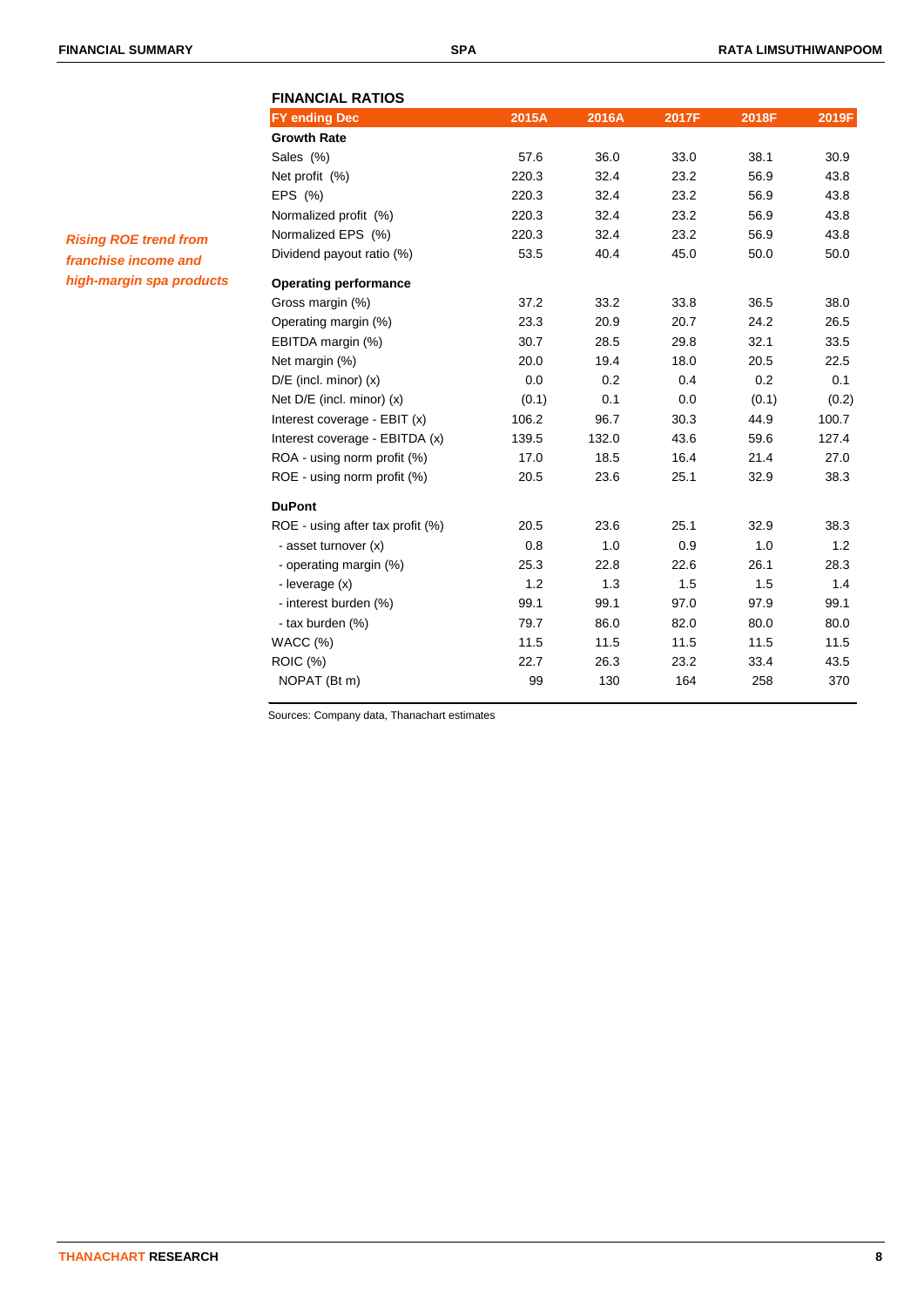*Rising ROE trend from franchise income and high-margin spa products*

## FINANCIAL RATIOS

| FY ending Dec | 2015A | 2016A | 2017F | 2018F | 2019F |
|---|---|---|---|---|---|
| **Growth Rate** | | | | | |
| Sales (%) | 57.6 | 36.0 | 33.0 | 38.1 | 30.9 |
| Net profit (%) | 220.3 | 32.4 | 23.2 | 56.9 | 43.8 |
| EPS (%) | 220.3 | 32.4 | 23.2 | 56.9 | 43.8 |
| Normalized profit (%) | 220.3 | 32.4 | 23.2 | 56.9 | 43.8 |
| Normalized EPS (%) | 220.3 | 32.4 | 23.2 | 56.9 | 43.8 |
| Dividend payout ratio (%) | 53.5 | 40.4 | 45.0 | 50.0 | 50.0 |
| **Operating performance** | | | | | |
| Gross margin (%) | 37.2 | 33.2 | 33.8 | 36.5 | 38.0 |
| Operating margin (%) | 23.3 | 20.9 | 20.7 | 24.2 | 26.5 |
| EBITDA margin (%) | 30.7 | 28.5 | 29.8 | 32.1 | 33.5 |
| Net margin (%) | 20.0 | 19.4 | 18.0 | 20.5 | 22.5 |
| D/E (incl. minor) (x) | 0.0 | 0.2 | 0.4 | 0.2 | 0.1 |
| Net D/E (incl. minor) (x) | (0.1) | 0.1 | 0.0 | (0.1) | (0.2) |
| Interest coverage - EBIT (x) | 106.2 | 96.7 | 30.3 | 44.9 | 100.7 |
| Interest coverage - EBITDA (x) | 139.5 | 132.0 | 43.6 | 59.6 | 127.4 |
| ROA - using norm profit (%) | 17.0 | 18.5 | 16.4 | 21.4 | 27.0 |
| ROE - using norm profit (%) | 20.5 | 23.6 | 25.1 | 32.9 | 38.3 |
| **DuPont** | | | | | |
| ROE - using after tax profit (%) | 20.5 | 23.6 | 25.1 | 32.9 | 38.3 |
| - asset turnover (x) | 0.8 | 1.0 | 0.9 | 1.0 | 1.2 |
| - operating margin (%) | 25.3 | 22.8 | 22.6 | 26.1 | 28.3 |
| - leverage (x) | 1.2 | 1.3 | 1.5 | 1.5 | 1.4 |
| - interest burden (%) | 99.1 | 99.1 | 97.0 | 97.9 | 99.1 |
| - tax burden (%) | 79.7 | 86.0 | 82.0 | 80.0 | 80.0 |
| WACC (%) | 11.5 | 11.5 | 11.5 | 11.5 | 11.5 |
| ROIC (%) | 22.7 | 26.3 | 23.2 | 33.4 | 43.5 |
| NOPAT (Bt m) | 99 | 130 | 164 | 258 | 370 |

Sources: Company data, Thanachart estimates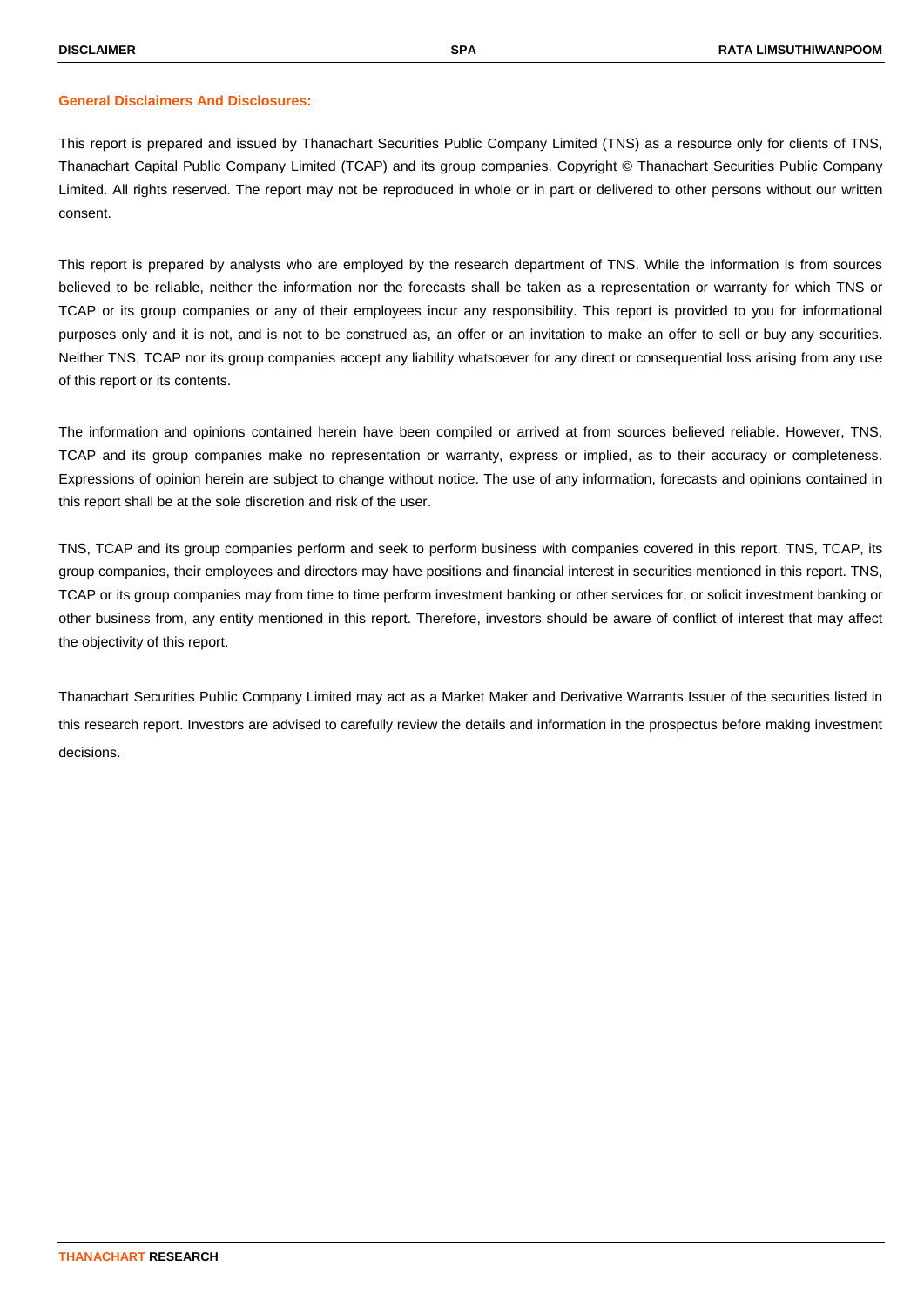**General Disclaimers And Disclosures:**

This report is prepared and issued by Thanachart Securities Public Company Limited (TNS) as a resource only for clients of TNS, Thanachart Capital Public Company Limited (TCAP) and its group companies. Copyright © Thanachart Securities Public Company Limited. All rights reserved. The report may not be reproduced in whole or in part or delivered to other persons without our written consent.

This report is prepared by analysts who are employed by the research department of TNS. While the information is from sources believed to be reliable, neither the information nor the forecasts shall be taken as a representation or warranty for which TNS or TCAP or its group companies or any of their employees incur any responsibility. This report is provided to you for informational purposes only and it is not, and is not to be construed as, an offer or an invitation to make an offer to sell or buy any securities. Neither TNS, TCAP nor its group companies accept any liability whatsoever for any direct or consequential loss arising from any use of this report or its contents.

The information and opinions contained herein have been compiled or arrived at from sources believed reliable. However, TNS, TCAP and its group companies make no representation or warranty, express or implied, as to their accuracy or completeness. Expressions of opinion herein are subject to change without notice. The use of any information, forecasts and opinions contained in this report shall be at the sole discretion and risk of the user.

TNS, TCAP and its group companies perform and seek to perform business with companies covered in this report. TNS, TCAP, its group companies, their employees and directors may have positions and financial interest in securities mentioned in this report. TNS, TCAP or its group companies may from time to time perform investment banking or other services for, or solicit investment banking or other business from, any entity mentioned in this report. Therefore, investors should be aware of conflict of interest that may affect the objectivity of this report.

Thanachart Securities Public Company Limited may act as a Market Maker and Derivative Warrants Issuer of the securities listed in this research report. Investors are advised to carefully review the details and information in the prospectus before making investment decisions.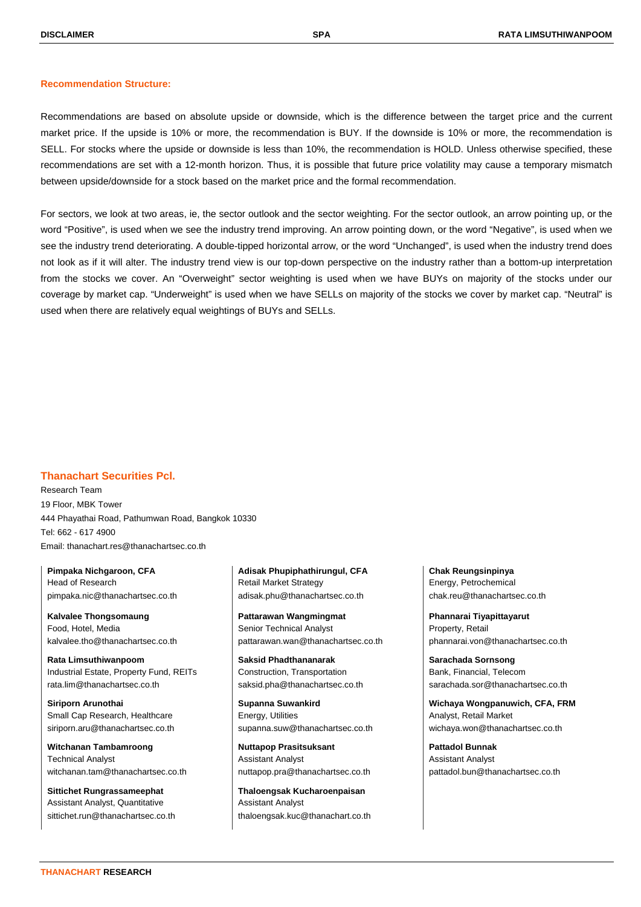### Recommendation Structure:

Recommendations are based on absolute upside or downside, which is the difference between the target price and the current market price. If the upside is 10% or more, the recommendation is BUY. If the downside is 10% or more, the recommendation is SELL. For stocks where the upside or downside is less than 10%, the recommendation is HOLD. Unless otherwise specified, these recommendations are set with a 12-month horizon. Thus, it is possible that future price volatility may cause a temporary mismatch between upside/downside for a stock based on the market price and the formal recommendation.

For sectors, we look at two areas, ie, the sector outlook and the sector weighting. For the sector outlook, an arrow pointing up, or the word "Positive", is used when we see the industry trend improving. An arrow pointing down, or the word "Negative", is used when we see the industry trend deteriorating. A double-tipped horizontal arrow, or the word "Unchanged", is used when the industry trend does not look as if it will alter. The industry trend view is our top-down perspective on the industry rather than a bottom-up interpretation from the stocks we cover. An "Overweight" sector weighting is used when we have BUYs on majority of the stocks under our coverage by market cap. "Underweight" is used when we have SELLs on majority of the stocks we cover by market cap. "Neutral" is used when there are relatively equal weightings of BUYs and SELLs.

### Thanachart Securities Pcl.

Research Team
19 Floor, MBK Tower
444 Phayathai Road, Pathumwan Road, Bangkok 10330
Tel: 662 - 617 4900
Email: thanachart.res@thanachartsec.co.th

**Pimpaka Nichgaroon, CFA**
Head of Research
pimpaka.nic@thanachartsec.co.th

**Kalvalee Thongsomaung**
Food, Hotel, Media
kalvalee.tho@thanachartsec.co.th

**Rata Limsuthiwanpoom**
Industrial Estate, Property Fund, REITs
rata.lim@thanachartsec.co.th

**Siriporn Arunothai**
Small Cap Research, Healthcare
siriporn.aru@thanachartsec.co.th

**Witchanan Tambamroong**
Technical Analyst
witchanan.tam@thanachartsec.co.th

**Sittichet Rungrassameephat**
Assistant Analyst, Quantitative
sittichet.run@thanachartsec.co.th

**Adisak Phupiphathirungul, CFA**
Retail Market Strategy
adisak.phu@thanachartsec.co.th

**Pattarawan Wangmingmat**
Senior Technical Analyst
pattarawan.wan@thanachartsec.co.th

**Saksid Phadthananarak**
Construction, Transportation
saksid.pha@thanachartsec.co.th

**Supanna Suwankird**
Energy, Utilities
supanna.suw@thanachartsec.co.th

**Nuttapop Prasitsuksant**
Assistant Analyst
nuttapop.pra@thanachartsec.co.th

**Thaloengsak Kucharoenpaisan**
Assistant Analyst
thaloengsak.kuc@thanachart.co.th

**Chak Reungsinpinya**
Energy, Petrochemical
chak.reu@thanachartsec.co.th

**Phannarai Tiyapittayarut**
Property, Retail
phannarai.von@thanachartsec.co.th

**Sarachada Sornsong**
Bank, Financial, Telecom
sarachada.sor@thanachartsec.co.th

**Wichaya Wongpanuwich, CFA, FRM**
Analyst, Retail Market
wichaya.won@thanachartsec.co.th

**Pattadol Bunnak**
Assistant Analyst
pattadol.bun@thanachartsec.co.th